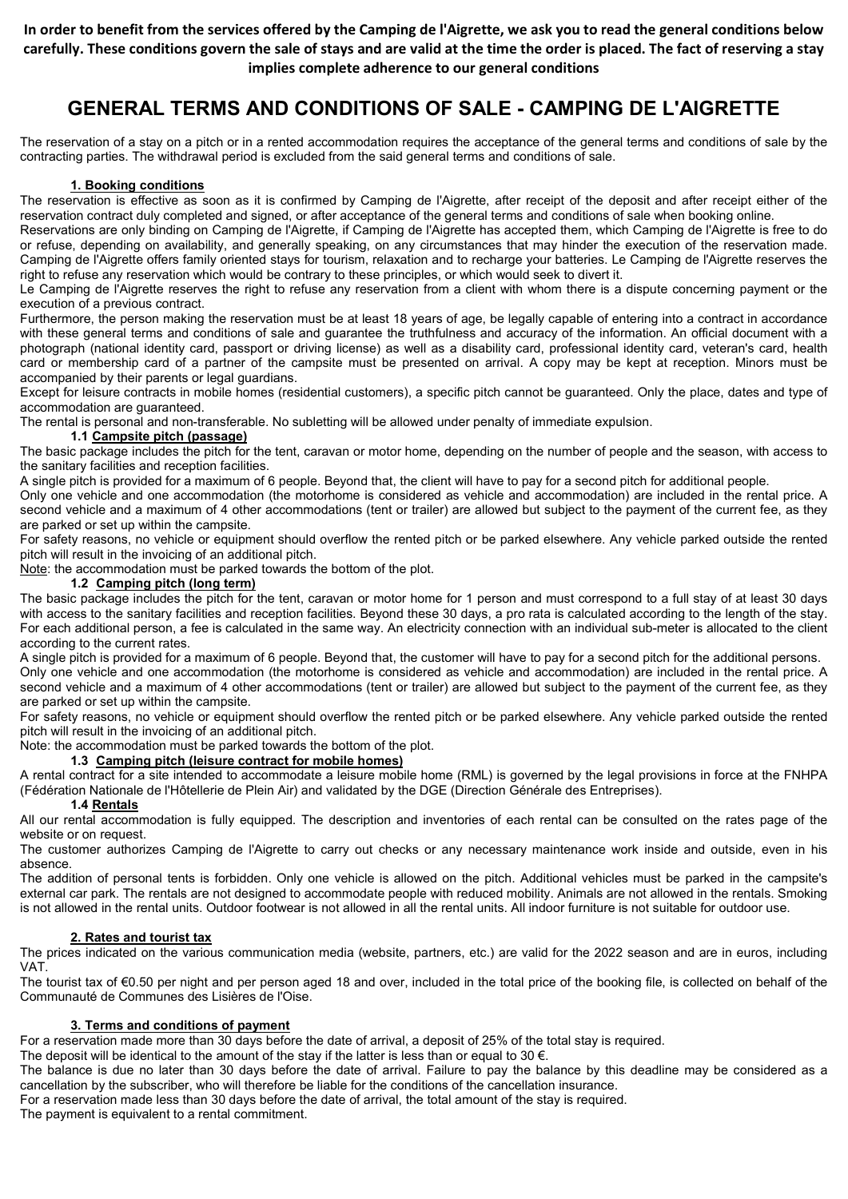**In order to benefit from the services offered by the Camping de l'Aigrette, we ask you to read the general conditions below carefully. These conditions govern the sale of stays and are valid at the time the order is placed. The fact of reserving a stay implies complete adherence to our general conditions**

# GENERAL TERMS AND CONDITIONS OF SALE - CAMPING DE L'AIGRETTE

The reservation of a stay on a pitch or in a rented accommodation requires the acceptance of the general terms and conditions of sale by the contracting parties. The withdrawal period is excluded from the said general terms and conditions of sale.

## 1. Booking conditions

The reservation is effective as soon as it is confirmed by Camping de l'Aigrette, after receipt of the deposit and after receipt either of the reservation contract duly completed and signed, or after acceptance of the general terms and conditions of sale when booking online.

Reservations are only binding on Camping de l'Aigrette, if Camping de l'Aigrette has accepted them, which Camping de l'Aigrette is free to do or refuse, depending on availability, and generally speaking, on any circumstances that may hinder the execution of the reservation made. Camping de l'Aigrette offers family oriented stays for tourism, relaxation and to recharge your batteries. Le Camping de l'Aigrette reserves the right to refuse any reservation which would be contrary to these principles, or which would seek to divert it.

Le Camping de l'Aigrette reserves the right to refuse any reservation from a client with whom there is a dispute concerning payment or the execution of a previous contract.

Furthermore, the person making the reservation must be at least 18 years of age, be legally capable of entering into a contract in accordance with these general terms and conditions of sale and guarantee the truthfulness and accuracy of the information. An official document with a photograph (national identity card, passport or driving license) as well as a disability card, professional identity card, veteran's card, health card or membership card of a partner of the campsite must be presented on arrival. A copy may be kept at reception. Minors must be accompanied by their parents or legal guardians.

Except for leisure contracts in mobile homes (residential customers), a specific pitch cannot be guaranteed. Only the place, dates and type of accommodation are guaranteed.

The rental is personal and non-transferable. No subletting will be allowed under penalty of immediate expulsion.

### 1.1 Campsite pitch (passage)

The basic package includes the pitch for the tent, caravan or motor home, depending on the number of people and the season, with access to the sanitary facilities and reception facilities.

A single pitch is provided for a maximum of 6 people. Beyond that, the client will have to pay for a second pitch for additional people.

Only one vehicle and one accommodation (the motorhome is considered as vehicle and accommodation) are included in the rental price. A second vehicle and a maximum of 4 other accommodations (tent or trailer) are allowed but subject to the payment of the current fee, as they are parked or set up within the campsite.

For safety reasons, no vehicle or equipment should overflow the rented pitch or be parked elsewhere. Any vehicle parked outside the rented pitch will result in the invoicing of an additional pitch.

Note: the accommodation must be parked towards the bottom of the plot.

### 1.2 Camping pitch (long term)

The basic package includes the pitch for the tent, caravan or motor home for 1 person and must correspond to a full stay of at least 30 days with access to the sanitary facilities and reception facilities. Beyond these 30 days, a pro rata is calculated according to the length of the stay. For each additional person, a fee is calculated in the same way. An electricity connection with an individual sub-meter is allocated to the client according to the current rates.

A single pitch is provided for a maximum of 6 people. Beyond that, the customer will have to pay for a second pitch for the additional persons.

Only one vehicle and one accommodation (the motorhome is considered as vehicle and accommodation) are included in the rental price. A second vehicle and a maximum of 4 other accommodations (tent or trailer) are allowed but subject to the payment of the current fee, as they are parked or set up within the campsite.

For safety reasons, no vehicle or equipment should overflow the rented pitch or be parked elsewhere. Any vehicle parked outside the rented pitch will result in the invoicing of an additional pitch.

Note: the accommodation must be parked towards the bottom of the plot.

### 1.3 Camping pitch (leisure contract for mobile homes)

A rental contract for a site intended to accommodate a leisure mobile home (RML) is governed by the legal provisions in force at the FNHPA (Fédération Nationale de l'Hôtellerie de Plein Air) and validated by the DGE (Direction Générale des Entreprises).

### 1.4 Rentals

All our rental accommodation is fully equipped. The description and inventories of each rental can be consulted on the rates page of the website or on request.

The customer authorizes Camping de l'Aigrette to carry out checks or any necessary maintenance work inside and outside, even in his absence.

The addition of personal tents is forbidden. Only one vehicle is allowed on the pitch. Additional vehicles must be parked in the campsite's external car park. The rentals are not designed to accommodate people with reduced mobility. Animals are not allowed in the rentals. Smoking is not allowed in the rental units. Outdoor footwear is not allowed in all the rental units. All indoor furniture is not suitable for outdoor use.

## 2. Rates and tourist tax

The prices indicated on the various communication media (website, partners, etc.) are valid for the 2022 season and are in euros, including VAT.

The tourist tax of €0.50 per night and per person aged 18 and over, included in the total price of the booking file, is collected on behalf of the Communauté de Communes des Lisières de l'Oise.

## 3. Terms and conditions of payment

For a reservation made more than 30 days before the date of arrival, a deposit of 25% of the total stay is required.

The deposit will be identical to the amount of the stay if the latter is less than or equal to 30 €.

The balance is due no later than 30 days before the date of arrival. Failure to pay the balance by this deadline may be considered as a cancellation by the subscriber, who will therefore be liable for the conditions of the cancellation insurance.

For a reservation made less than 30 days before the date of arrival, the total amount of the stay is required.

The payment is equivalent to a rental commitment.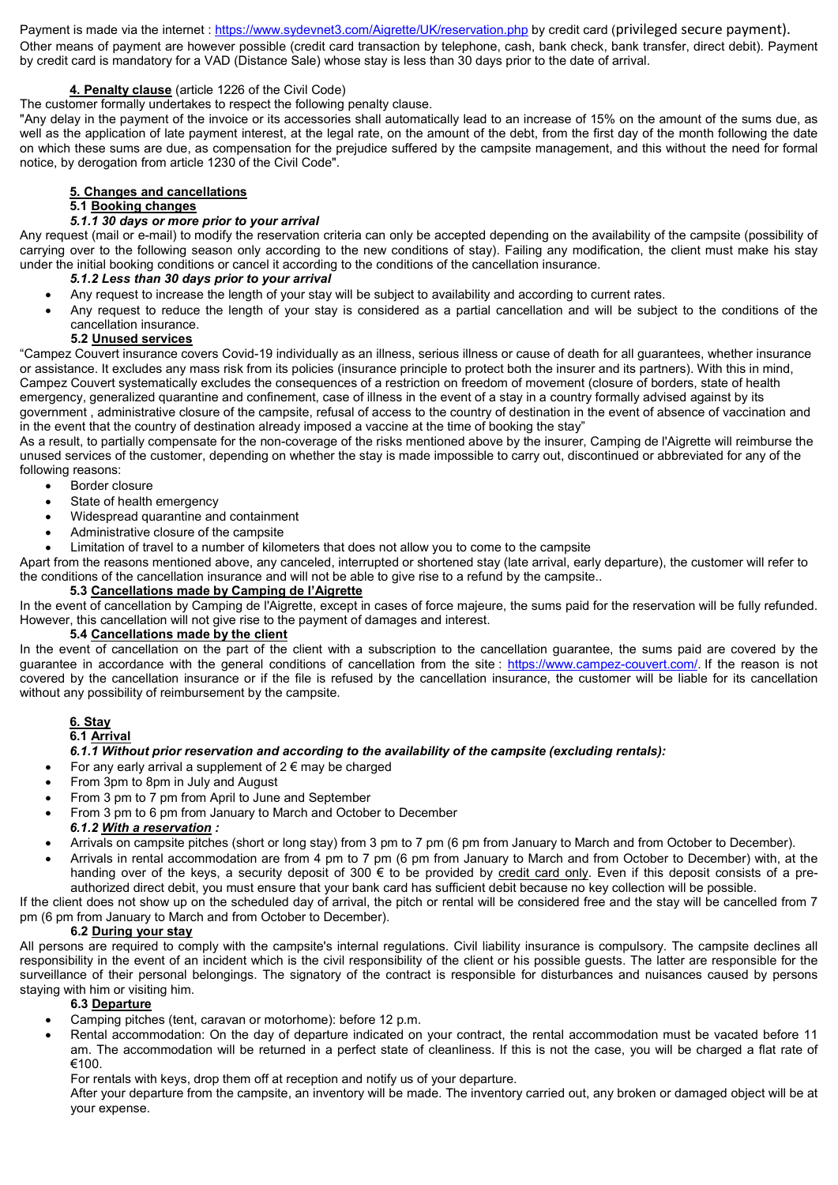Payment is made via the internet : https://www.sydevnet3.com/Aigrette/UK/reservation.php by credit card (privileged secure payment). Other means of payment are however possible (credit card transaction by telephone, cash, bank check, bank transfer, direct debit). Payment by credit card is mandatory for a VAD (Distance Sale) whose stay is less than 30 days prior to the date of arrival.

## 4. Penalty clause (article 1226 of the Civil Code)

The customer formally undertakes to respect the following penalty clause.

"Any delay in the payment of the invoice or its accessories shall automatically lead to an increase of 15% on the amount of the sums due, as well as the application of late payment interest, at the legal rate, on the amount of the debt, from the first day of the month following the date on which these sums are due, as compensation for the prejudice suffered by the campsite management, and this without the need for formal notice, by derogation from article 1230 of the Civil Code".

## 5. Changes and cancellations

### 5.1 Booking changes

#### *5.1.1 30 days or more prior to your arrival*

Any request (mail or e-mail) to modify the reservation criteria can only be accepted depending on the availability of the campsite (possibility of carrying over to the following season only according to the new conditions of stay). Failing any modification, the client must make his stay under the initial booking conditions or cancel it according to the conditions of the cancellation insurance.

#### *5.1.2 Less than 30 days prior to your arrival*

- Any request to increase the length of your stay will be subject to availability and according to current rates.
- Any request to reduce the length of your stay is considered as a partial cancellation and will be subject to the conditions of the cancellation insurance.

### 5.2 Unused services

"Campez Couvert insurance covers Covid-19 individually as an illness, serious illness or cause of death for all guarantees, whether insurance or assistance. It excludes any mass risk from its policies (insurance principle to protect both the insurer and its partners). With this in mind, Campez Couvert systematically excludes the consequences of a restriction on freedom of movement (closure of borders, state of health emergency, generalized quarantine and confinement, case of illness in the event of a stay in a country formally advised against by its government , administrative closure of the campsite, refusal of access to the country of destination in the event of absence of vaccination and in the event that the country of destination already imposed a vaccine at the time of booking the stay"

As a result, to partially compensate for the non-coverage of the risks mentioned above by the insurer, Camping de l'Aigrette will reimburse the unused services of the customer, depending on whether the stay is made impossible to carry out, discontinued or abbreviated for any of the following reasons:

- Border closure
- State of health emergency
- Widespread quarantine and containment
- Administrative closure of the campsite
- Limitation of travel to a number of kilometers that does not allow you to come to the campsite

Apart from the reasons mentioned above, any canceled, interrupted or shortened stay (late arrival, early departure), the customer will refer to the conditions of the cancellation insurance and will not be able to give rise to a refund by the campsite..

### 5.3 Cancellations made by Camping de l'Aigrette

In the event of cancellation by Camping de l'Aigrette, except in cases of force majeure, the sums paid for the reservation will be fully refunded. However, this cancellation will not give rise to the payment of damages and interest.

### 5.4 Cancellations made by the client

In the event of cancellation on the part of the client with a subscription to the cancellation guarantee, the sums paid are covered by the guarantee in accordance with the general conditions of cancellation from the site : https://www.campez-couvert.com/. If the reason is not covered by the cancellation insurance or if the file is refused by the cancellation insurance, the customer will be liable for its cancellation without any possibility of reimbursement by the campsite.

## 6. Stay

### 6.1 Arrival

#### *6.1.1 Without prior reservation and according to the availability of the campsite (excluding rentals):*

- For any early arrival a supplement of 2 € may be charged
- From 3pm to 8pm in July and August
- From 3 pm to 7 pm from April to June and September
- From 3 pm to 6 pm from January to March and October to December

#### *6.1.2 With a reservation :*

- Arrivals on campsite pitches (short or long stay) from 3 pm to 7 pm (6 pm from January to March and from October to December).
- Arrivals in rental accommodation are from 4 pm to 7 pm (6 pm from January to March and from October to December) with, at the handing over of the keys, a security deposit of 300 € to be provided by credit card only. Even if this deposit consists of a pre-authorized direct debit, you must ensure that your bank card has sufficient debit because no key collection will be possible.

If the client does not show up on the scheduled day of arrival, the pitch or rental will be considered free and the stay will be cancelled from 7 pm (6 pm from January to March and from October to December).

### 6.2 During your stay

All persons are required to comply with the campsite's internal regulations. Civil liability insurance is compulsory. The campsite declines all responsibility in the event of an incident which is the civil responsibility of the client or his possible guests. The latter are responsible for the surveillance of their personal belongings. The signatory of the contract is responsible for disturbances and nuisances caused by persons staying with him or visiting him.

### 6.3 Departure

- Camping pitches (tent, caravan or motorhome): before 12 p.m.
- Rental accommodation: On the day of departure indicated on your contract, the rental accommodation must be vacated before 11 am. The accommodation will be returned in a perfect state of cleanliness. If this is not the case, you will be charged a flat rate of €100.

  For rentals with keys, drop them off at reception and notify us of your departure.

  After your departure from the campsite, an inventory will be made. The inventory carried out, any broken or damaged object will be at your expense.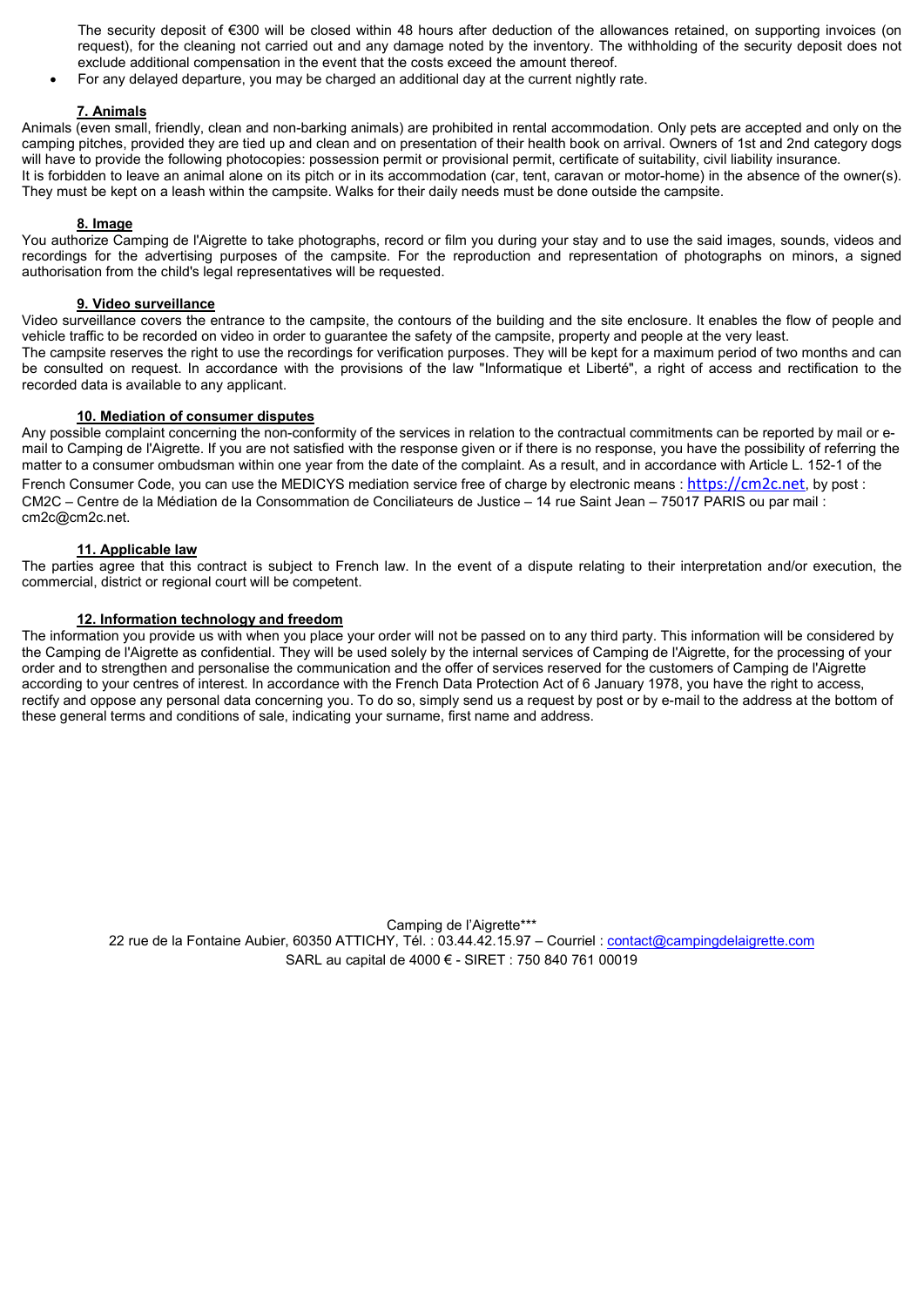The security deposit of €300 will be closed within 48 hours after deduction of the allowances retained, on supporting invoices (on request), for the cleaning not carried out and any damage noted by the inventory. The withholding of the security deposit does not exclude additional compensation in the event that the costs exceed the amount thereof.

- For any delayed departure, you may be charged an additional day at the current nightly rate.

## 7. Animals

Animals (even small, friendly, clean and non-barking animals) are prohibited in rental accommodation. Only pets are accepted and only on the camping pitches, provided they are tied up and clean and on presentation of their health book on arrival. Owners of 1st and 2nd category dogs will have to provide the following photocopies: possession permit or provisional permit, certificate of suitability, civil liability insurance.
It is forbidden to leave an animal alone on its pitch or in its accommodation (car, tent, caravan or motor-home) in the absence of the owner(s). They must be kept on a leash within the campsite. Walks for their daily needs must be done outside the campsite.

## 8. Image

You authorize Camping de l'Aigrette to take photographs, record or film you during your stay and to use the said images, sounds, videos and recordings for the advertising purposes of the campsite. For the reproduction and representation of photographs on minors, a signed authorisation from the child's legal representatives will be requested.

## 9. Video surveillance

Video surveillance covers the entrance to the campsite, the contours of the building and the site enclosure. It enables the flow of people and vehicle traffic to be recorded on video in order to guarantee the safety of the campsite, property and people at the very least.
The campsite reserves the right to use the recordings for verification purposes. They will be kept for a maximum period of two months and can be consulted on request. In accordance with the provisions of the law "Informatique et Liberté", a right of access and rectification to the recorded data is available to any applicant.

## 10. Mediation of consumer disputes

Any possible complaint concerning the non-conformity of the services in relation to the contractual commitments can be reported by mail or e-mail to Camping de l'Aigrette. If you are not satisfied with the response given or if there is no response, you have the possibility of referring the matter to a consumer ombudsman within one year from the date of the complaint. As a result, and in accordance with Article L. 152-1 of the French Consumer Code, you can use the MEDICYS mediation service free of charge by electronic means : https://cm2c.net, by post : CM2C – Centre de la Médiation de la Consommation de Conciliateurs de Justice – 14 rue Saint Jean – 75017 PARIS ou par mail : cm2c@cm2c.net.

## 11. Applicable law

The parties agree that this contract is subject to French law. In the event of a dispute relating to their interpretation and/or execution, the commercial, district or regional court will be competent.

## 12. Information technology and freedom

The information you provide us with when you place your order will not be passed on to any third party. This information will be considered by the Camping de l'Aigrette as confidential. They will be used solely by the internal services of Camping de l'Aigrette, for the processing of your order and to strengthen and personalise the communication and the offer of services reserved for the customers of Camping de l'Aigrette according to your centres of interest. In accordance with the French Data Protection Act of 6 January 1978, you have the right to access, rectify and oppose any personal data concerning you. To do so, simply send us a request by post or by e-mail to the address at the bottom of these general terms and conditions of sale, indicating your surname, first name and address.

Camping de l'Aigrette***
22 rue de la Fontaine Aubier, 60350 ATTICHY, Tél. : 03.44.42.15.97 – Courriel : contact@campingdelaigrette.com
SARL au capital de 4000 € - SIRET : 750 840 761 00019